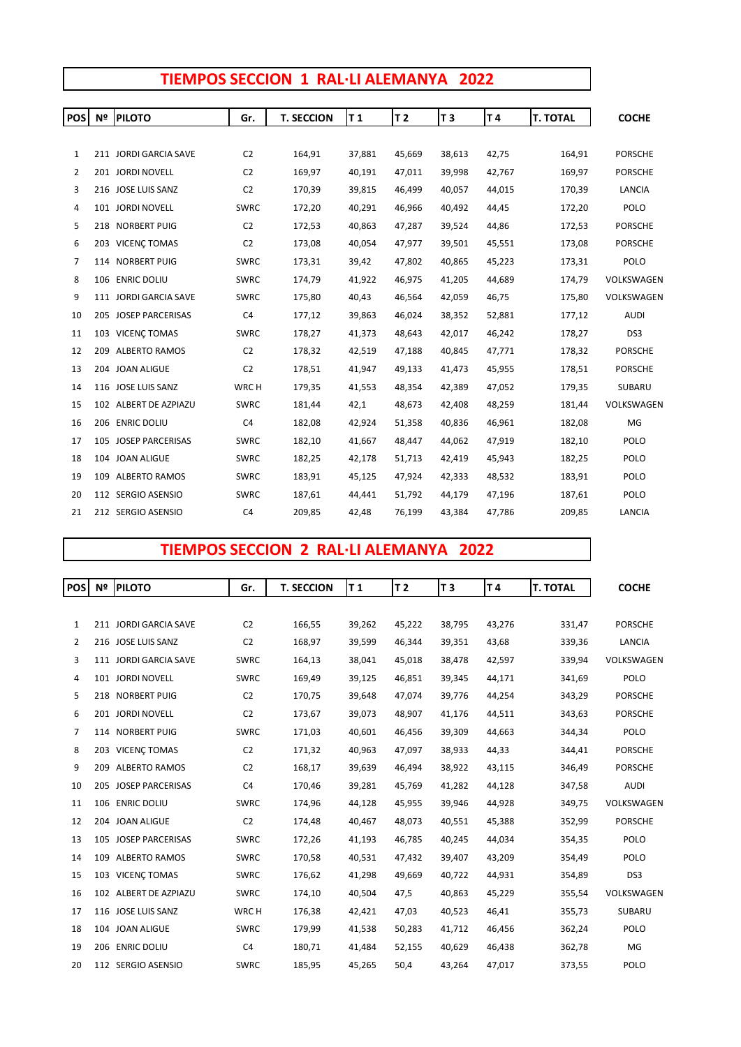# TIEMPOS SECCION 1 RAL·LI ALEMANYA 2022

| POS | Nº | PILOTO | Gr. | T. SECCION | T 1 | T 2 | T 3 | T 4 | T. TOTAL | COCHE |
|---|---|---|---|---|---|---|---|---|---|---|
| 1 | 211 | JORDI GARCIA SAVE | C2 | 164,91 | 37,881 | 45,669 | 38,613 | 42,75 | 164,91 | PORSCHE |
| 2 | 201 | JORDI NOVELL | C2 | 169,97 | 40,191 | 47,011 | 39,998 | 42,767 | 169,97 | PORSCHE |
| 3 | 216 | JOSE LUIS SANZ | C2 | 170,39 | 39,815 | 46,499 | 40,057 | 44,015 | 170,39 | LANCIA |
| 4 | 101 | JORDI NOVELL | SWRC | 172,20 | 40,291 | 46,966 | 40,492 | 44,45 | 172,20 | POLO |
| 5 | 218 | NORBERT PUIG | C2 | 172,53 | 40,863 | 47,287 | 39,524 | 44,86 | 172,53 | PORSCHE |
| 6 | 203 | VICENÇ TOMAS | C2 | 173,08 | 40,054 | 47,977 | 39,501 | 45,551 | 173,08 | PORSCHE |
| 7 | 114 | NORBERT PUIG | SWRC | 173,31 | 39,42 | 47,802 | 40,865 | 45,223 | 173,31 | POLO |
| 8 | 106 | ENRIC DOLIU | SWRC | 174,79 | 41,922 | 46,975 | 41,205 | 44,689 | 174,79 | VOLKSWAGEN |
| 9 | 111 | JORDI GARCIA SAVE | SWRC | 175,80 | 40,43 | 46,564 | 42,059 | 46,75 | 175,80 | VOLKSWAGEN |
| 10 | 205 | JOSEP PARCERISAS | C4 | 177,12 | 39,863 | 46,024 | 38,352 | 52,881 | 177,12 | AUDI |
| 11 | 103 | VICENÇ TOMAS | SWRC | 178,27 | 41,373 | 48,643 | 42,017 | 46,242 | 178,27 | DS3 |
| 12 | 209 | ALBERTO RAMOS | C2 | 178,32 | 42,519 | 47,188 | 40,845 | 47,771 | 178,32 | PORSCHE |
| 13 | 204 | JOAN ALIGUE | C2 | 178,51 | 41,947 | 49,133 | 41,473 | 45,955 | 178,51 | PORSCHE |
| 14 | 116 | JOSE LUIS SANZ | WRC H | 179,35 | 41,553 | 48,354 | 42,389 | 47,052 | 179,35 | SUBARU |
| 15 | 102 | ALBERT DE AZPIAZU | SWRC | 181,44 | 42,1 | 48,673 | 42,408 | 48,259 | 181,44 | VOLKSWAGEN |
| 16 | 206 | ENRIC DOLIU | C4 | 182,08 | 42,924 | 51,358 | 40,836 | 46,961 | 182,08 | MG |
| 17 | 105 | JOSEP PARCERISAS | SWRC | 182,10 | 41,667 | 48,447 | 44,062 | 47,919 | 182,10 | POLO |
| 18 | 104 | JOAN ALIGUE | SWRC | 182,25 | 42,178 | 51,713 | 42,419 | 45,943 | 182,25 | POLO |
| 19 | 109 | ALBERTO RAMOS | SWRC | 183,91 | 45,125 | 47,924 | 42,333 | 48,532 | 183,91 | POLO |
| 20 | 112 | SERGIO ASENSIO | SWRC | 187,61 | 44,441 | 51,792 | 44,179 | 47,196 | 187,61 | POLO |
| 21 | 212 | SERGIO ASENSIO | C4 | 209,85 | 42,48 | 76,199 | 43,384 | 47,786 | 209,85 | LANCIA |

# TIEMPOS SECCION 2 RAL·LI ALEMANYA 2022

| POS | Nº | PILOTO | Gr. | T. SECCION | T 1 | T 2 | T 3 | T 4 | T. TOTAL | COCHE |
|---|---|---|---|---|---|---|---|---|---|---|
| 1 | 211 | JORDI GARCIA SAVE | C2 | 166,55 | 39,262 | 45,222 | 38,795 | 43,276 | 331,47 | PORSCHE |
| 2 | 216 | JOSE LUIS SANZ | C2 | 168,97 | 39,599 | 46,344 | 39,351 | 43,68 | 339,36 | LANCIA |
| 3 | 111 | JORDI GARCIA SAVE | SWRC | 164,13 | 38,041 | 45,018 | 38,478 | 42,597 | 339,94 | VOLKSWAGEN |
| 4 | 101 | JORDI NOVELL | SWRC | 169,49 | 39,125 | 46,851 | 39,345 | 44,171 | 341,69 | POLO |
| 5 | 218 | NORBERT PUIG | C2 | 170,75 | 39,648 | 47,074 | 39,776 | 44,254 | 343,29 | PORSCHE |
| 6 | 201 | JORDI NOVELL | C2 | 173,67 | 39,073 | 48,907 | 41,176 | 44,511 | 343,63 | PORSCHE |
| 7 | 114 | NORBERT PUIG | SWRC | 171,03 | 40,601 | 46,456 | 39,309 | 44,663 | 344,34 | POLO |
| 8 | 203 | VICENÇ TOMAS | C2 | 171,32 | 40,963 | 47,097 | 38,933 | 44,33 | 344,41 | PORSCHE |
| 9 | 209 | ALBERTO RAMOS | C2 | 168,17 | 39,639 | 46,494 | 38,922 | 43,115 | 346,49 | PORSCHE |
| 10 | 205 | JOSEP PARCERISAS | C4 | 170,46 | 39,281 | 45,769 | 41,282 | 44,128 | 347,58 | AUDI |
| 11 | 106 | ENRIC DOLIU | SWRC | 174,96 | 44,128 | 45,955 | 39,946 | 44,928 | 349,75 | VOLKSWAGEN |
| 12 | 204 | JOAN ALIGUE | C2 | 174,48 | 40,467 | 48,073 | 40,551 | 45,388 | 352,99 | PORSCHE |
| 13 | 105 | JOSEP PARCERISAS | SWRC | 172,26 | 41,193 | 46,785 | 40,245 | 44,034 | 354,35 | POLO |
| 14 | 109 | ALBERTO RAMOS | SWRC | 170,58 | 40,531 | 47,432 | 39,407 | 43,209 | 354,49 | POLO |
| 15 | 103 | VICENÇ TOMAS | SWRC | 176,62 | 41,298 | 49,669 | 40,722 | 44,931 | 354,89 | DS3 |
| 16 | 102 | ALBERT DE AZPIAZU | SWRC | 174,10 | 40,504 | 47,5 | 40,863 | 45,229 | 355,54 | VOLKSWAGEN |
| 17 | 116 | JOSE LUIS SANZ | WRC H | 176,38 | 42,421 | 47,03 | 40,523 | 46,41 | 355,73 | SUBARU |
| 18 | 104 | JOAN ALIGUE | SWRC | 179,99 | 41,538 | 50,283 | 41,712 | 46,456 | 362,24 | POLO |
| 19 | 206 | ENRIC DOLIU | C4 | 180,71 | 41,484 | 52,155 | 40,629 | 46,438 | 362,78 | MG |
| 20 | 112 | SERGIO ASENSIO | SWRC | 185,95 | 45,265 | 50,4 | 43,264 | 47,017 | 373,55 | POLO |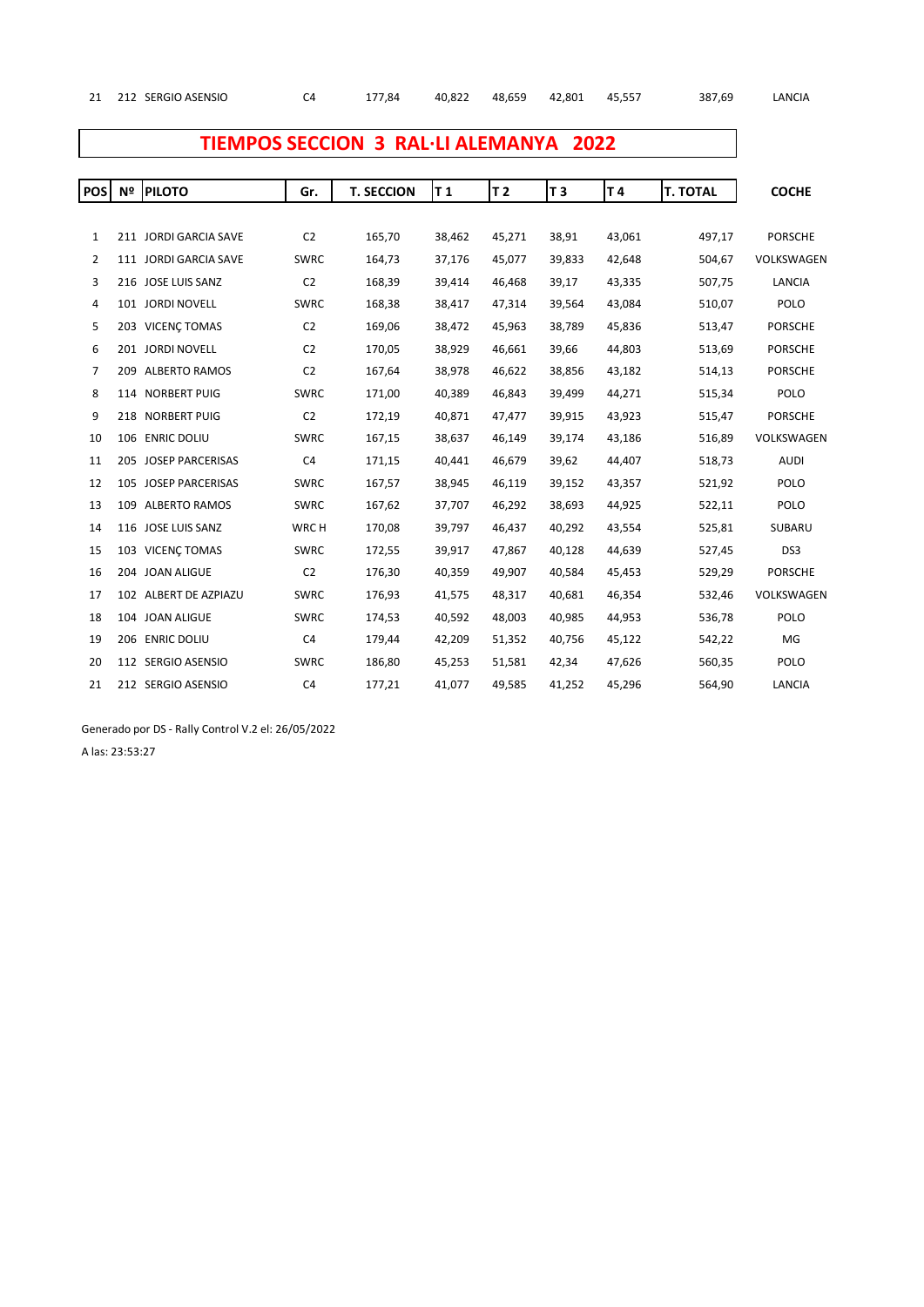| | | | | | | | | | | |
|---|---|---|---|---|---|---|---|---|---|---|
| 21 | 212 | SERGIO ASENSIO | C4 | 177,84 | 40,822 | 48,659 | 42,801 | 45,557 | 387,69 | LANCIA |

## TIEMPOS SECCION 3 RAL·LI ALEMANYA 2022

| POS | Nº | PILOTO | Gr. | T. SECCION | T 1 | T 2 | T 3 | T 4 | T. TOTAL | COCHE |
|---|---|---|---|---|---|---|---|---|---|---|
| 1 | 211 | JORDI GARCIA SAVE | C2 | 165,70 | 38,462 | 45,271 | 38,91 | 43,061 | 497,17 | PORSCHE |
| 2 | 111 | JORDI GARCIA SAVE | SWRC | 164,73 | 37,176 | 45,077 | 39,833 | 42,648 | 504,67 | VOLKSWAGEN |
| 3 | 216 | JOSE LUIS SANZ | C2 | 168,39 | 39,414 | 46,468 | 39,17 | 43,335 | 507,75 | LANCIA |
| 4 | 101 | JORDI NOVELL | SWRC | 168,38 | 38,417 | 47,314 | 39,564 | 43,084 | 510,07 | POLO |
| 5 | 203 | VICENÇ TOMAS | C2 | 169,06 | 38,472 | 45,963 | 38,789 | 45,836 | 513,47 | PORSCHE |
| 6 | 201 | JORDI NOVELL | C2 | 170,05 | 38,929 | 46,661 | 39,66 | 44,803 | 513,69 | PORSCHE |
| 7 | 209 | ALBERTO RAMOS | C2 | 167,64 | 38,978 | 46,622 | 38,856 | 43,182 | 514,13 | PORSCHE |
| 8 | 114 | NORBERT PUIG | SWRC | 171,00 | 40,389 | 46,843 | 39,499 | 44,271 | 515,34 | POLO |
| 9 | 218 | NORBERT PUIG | C2 | 172,19 | 40,871 | 47,477 | 39,915 | 43,923 | 515,47 | PORSCHE |
| 10 | 106 | ENRIC DOLIU | SWRC | 167,15 | 38,637 | 46,149 | 39,174 | 43,186 | 516,89 | VOLKSWAGEN |
| 11 | 205 | JOSEP PARCERISAS | C4 | 171,15 | 40,441 | 46,679 | 39,62 | 44,407 | 518,73 | AUDI |
| 12 | 105 | JOSEP PARCERISAS | SWRC | 167,57 | 38,945 | 46,119 | 39,152 | 43,357 | 521,92 | POLO |
| 13 | 109 | ALBERTO RAMOS | SWRC | 167,62 | 37,707 | 46,292 | 38,693 | 44,925 | 522,11 | POLO |
| 14 | 116 | JOSE LUIS SANZ | WRC H | 170,08 | 39,797 | 46,437 | 40,292 | 43,554 | 525,81 | SUBARU |
| 15 | 103 | VICENÇ TOMAS | SWRC | 172,55 | 39,917 | 47,867 | 40,128 | 44,639 | 527,45 | DS3 |
| 16 | 204 | JOAN ALIGUE | C2 | 176,30 | 40,359 | 49,907 | 40,584 | 45,453 | 529,29 | PORSCHE |
| 17 | 102 | ALBERT DE AZPIAZU | SWRC | 176,93 | 41,575 | 48,317 | 40,681 | 46,354 | 532,46 | VOLKSWAGEN |
| 18 | 104 | JOAN ALIGUE | SWRC | 174,53 | 40,592 | 48,003 | 40,985 | 44,953 | 536,78 | POLO |
| 19 | 206 | ENRIC DOLIU | C4 | 179,44 | 42,209 | 51,352 | 40,756 | 45,122 | 542,22 | MG |
| 20 | 112 | SERGIO ASENSIO | SWRC | 186,80 | 45,253 | 51,581 | 42,34 | 47,626 | 560,35 | POLO |
| 21 | 212 | SERGIO ASENSIO | C4 | 177,21 | 41,077 | 49,585 | 41,252 | 45,296 | 564,90 | LANCIA |

Generado por DS - Rally Control V.2 el: 26/05/2022

A las: 23:53:27